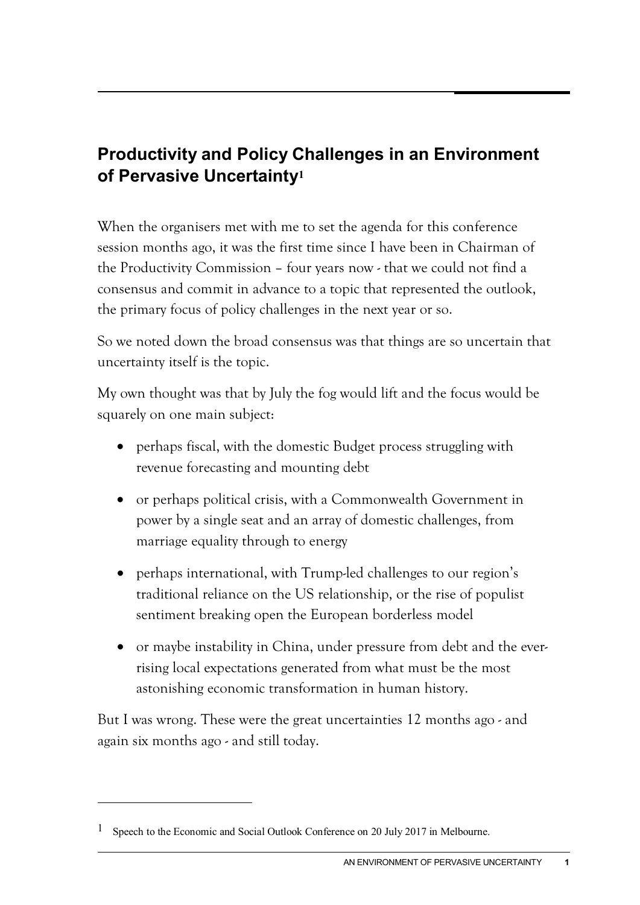## Productivity and Policy Challenges in an Environment of Pervasive Uncertainty[1]

When the organisers met with me to set the agenda for this conference session months ago, it was the first time since I have been in Chairman of the Productivity Commission – four years now - that we could not find a consensus and commit in advance to a topic that represented the outlook, the primary focus of policy challenges in the next year or so.

So we noted down the broad consensus was that things are so uncertain that uncertainty itself is the topic.

My own thought was that by July the fog would lift and the focus would be squarely on one main subject:

- perhaps fiscal, with the domestic Budget process struggling with revenue forecasting and mounting debt
- or perhaps political crisis, with a Commonwealth Government in power by a single seat and an array of domestic challenges, from marriage equality through to energy
- perhaps international, with Trump-led challenges to our region's traditional reliance on the US relationship, or the rise of populist sentiment breaking open the European borderless model
- or maybe instability in China, under pressure from debt and the ever-rising local expectations generated from what must be the most astonishing economic transformation in human history.

But I was wrong. These were the great uncertainties 12 months ago - and again six months ago - and still today.

---

[1] Speech to the Economic and Social Outlook Conference on 20 July 2017 in Melbourne.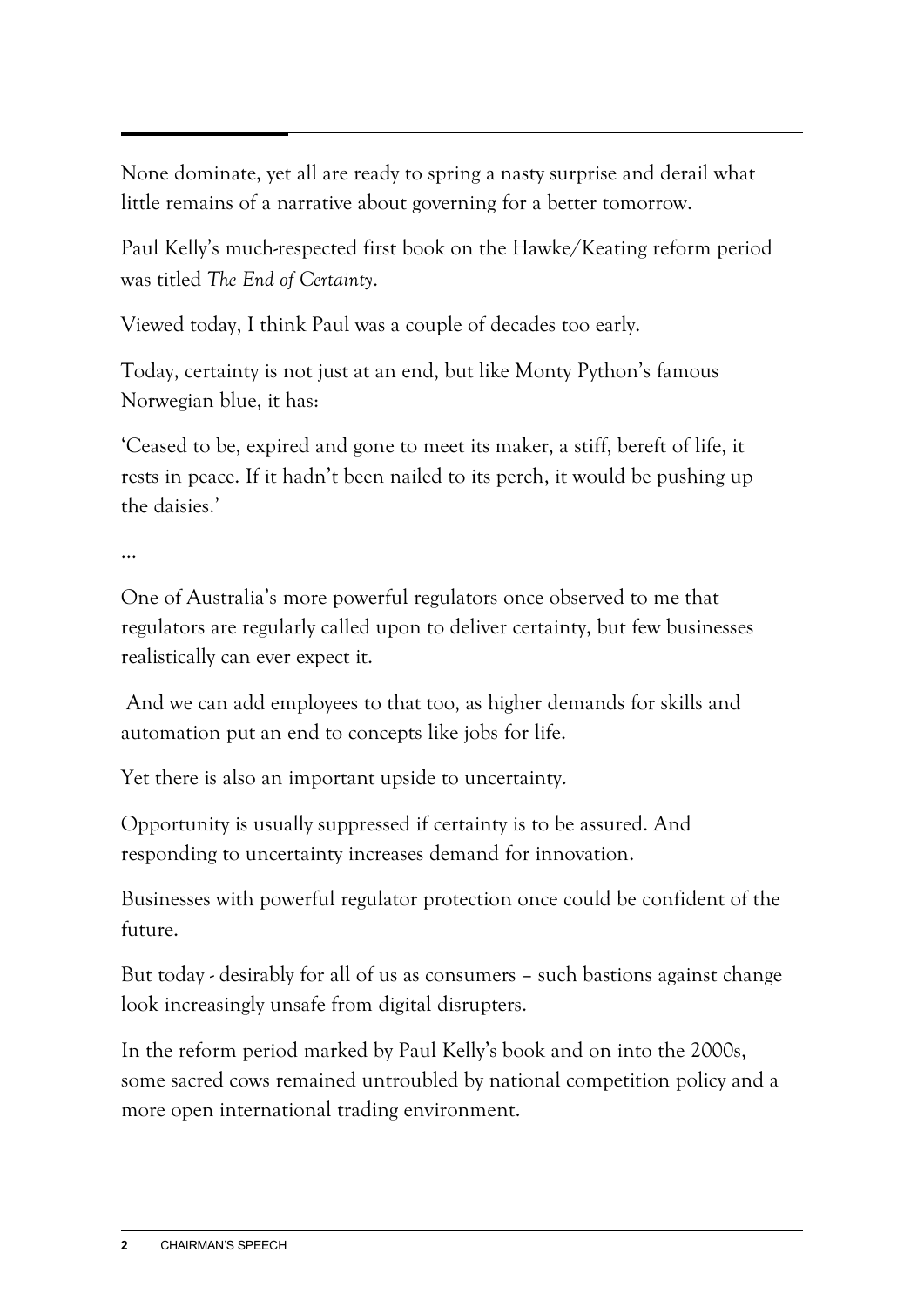None dominate, yet all are ready to spring a nasty surprise and derail what little remains of a narrative about governing for a better tomorrow.

Paul Kelly's much-respected first book on the Hawke/Keating reform period was titled *The End of Certainty*.

Viewed today, I think Paul was a couple of decades too early.

Today, certainty is not just at an end, but like Monty Python's famous Norwegian blue, it has:

'Ceased to be, expired and gone to meet its maker, a stiff, bereft of life, it rests in peace. If it hadn't been nailed to its perch, it would be pushing up the daisies.'

…

One of Australia's more powerful regulators once observed to me that regulators are regularly called upon to deliver certainty, but few businesses realistically can ever expect it.

And we can add employees to that too, as higher demands for skills and automation put an end to concepts like jobs for life.

Yet there is also an important upside to uncertainty.

Opportunity is usually suppressed if certainty is to be assured. And responding to uncertainty increases demand for innovation.

Businesses with powerful regulator protection once could be confident of the future.

But today - desirably for all of us as consumers – such bastions against change look increasingly unsafe from digital disrupters.

In the reform period marked by Paul Kelly's book and on into the 2000s, some sacred cows remained untroubled by national competition policy and a more open international trading environment.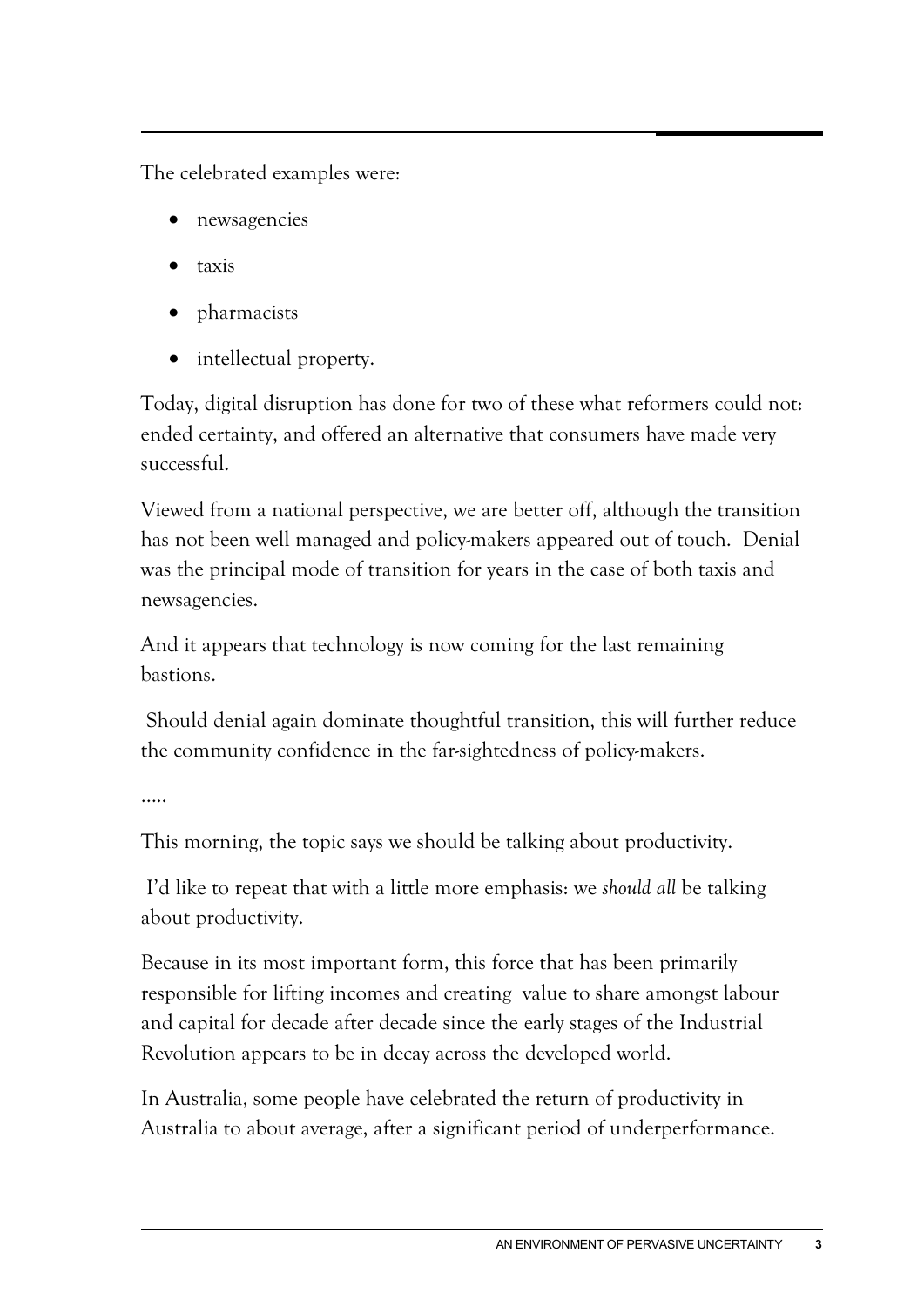The celebrated examples were:

- newsagencies
- taxis
- pharmacists
- intellectual property.

Today, digital disruption has done for two of these what reformers could not: ended certainty, and offered an alternative that consumers have made very successful.

Viewed from a national perspective, we are better off, although the transition has not been well managed and policy-makers appeared out of touch. Denial was the principal mode of transition for years in the case of both taxis and newsagencies.

And it appears that technology is now coming for the last remaining bastions.

Should denial again dominate thoughtful transition, this will further reduce the community confidence in the far-sightedness of policy-makers.

.....

This morning, the topic says we should be talking about productivity.

I'd like to repeat that with a little more emphasis: we *should all* be talking about productivity.

Because in its most important form, this force that has been primarily responsible for lifting incomes and creating value to share amongst labour and capital for decade after decade since the early stages of the Industrial Revolution appears to be in decay across the developed world.

In Australia, some people have celebrated the return of productivity in Australia to about average, after a significant period of underperformance.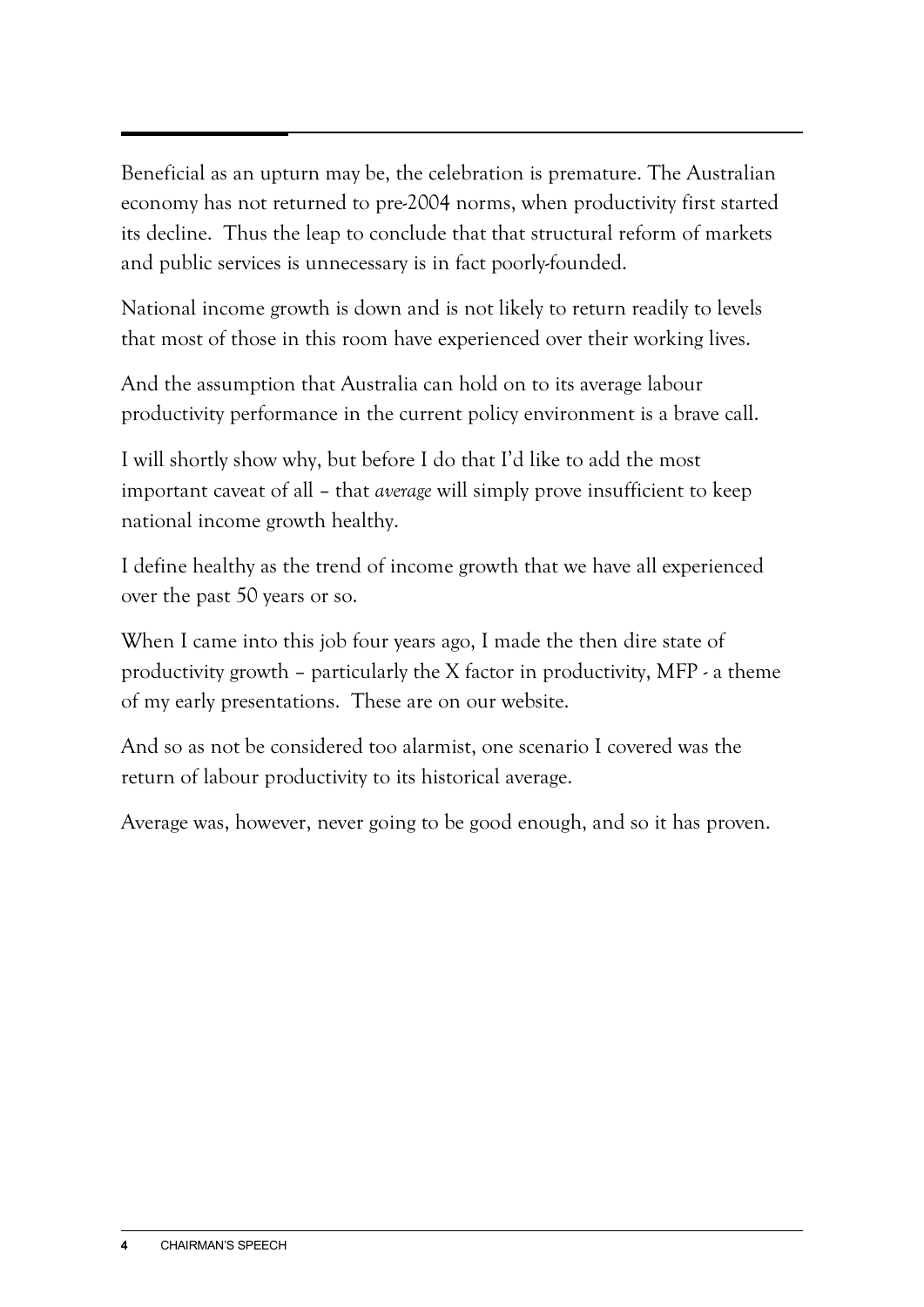Beneficial as an upturn may be, the celebration is premature. The Australian economy has not returned to pre-2004 norms, when productivity first started its decline. Thus the leap to conclude that that structural reform of markets and public services is unnecessary is in fact poorly-founded.

National income growth is down and is not likely to return readily to levels that most of those in this room have experienced over their working lives.

And the assumption that Australia can hold on to its average labour productivity performance in the current policy environment is a brave call.

I will shortly show why, but before I do that I'd like to add the most important caveat of all – that *average* will simply prove insufficient to keep national income growth healthy.

I define healthy as the trend of income growth that we have all experienced over the past 50 years or so.

When I came into this job four years ago, I made the then dire state of productivity growth – particularly the X factor in productivity, MFP - a theme of my early presentations. These are on our website.

And so as not be considered too alarmist, one scenario I covered was the return of labour productivity to its historical average.

Average was, however, never going to be good enough, and so it has proven.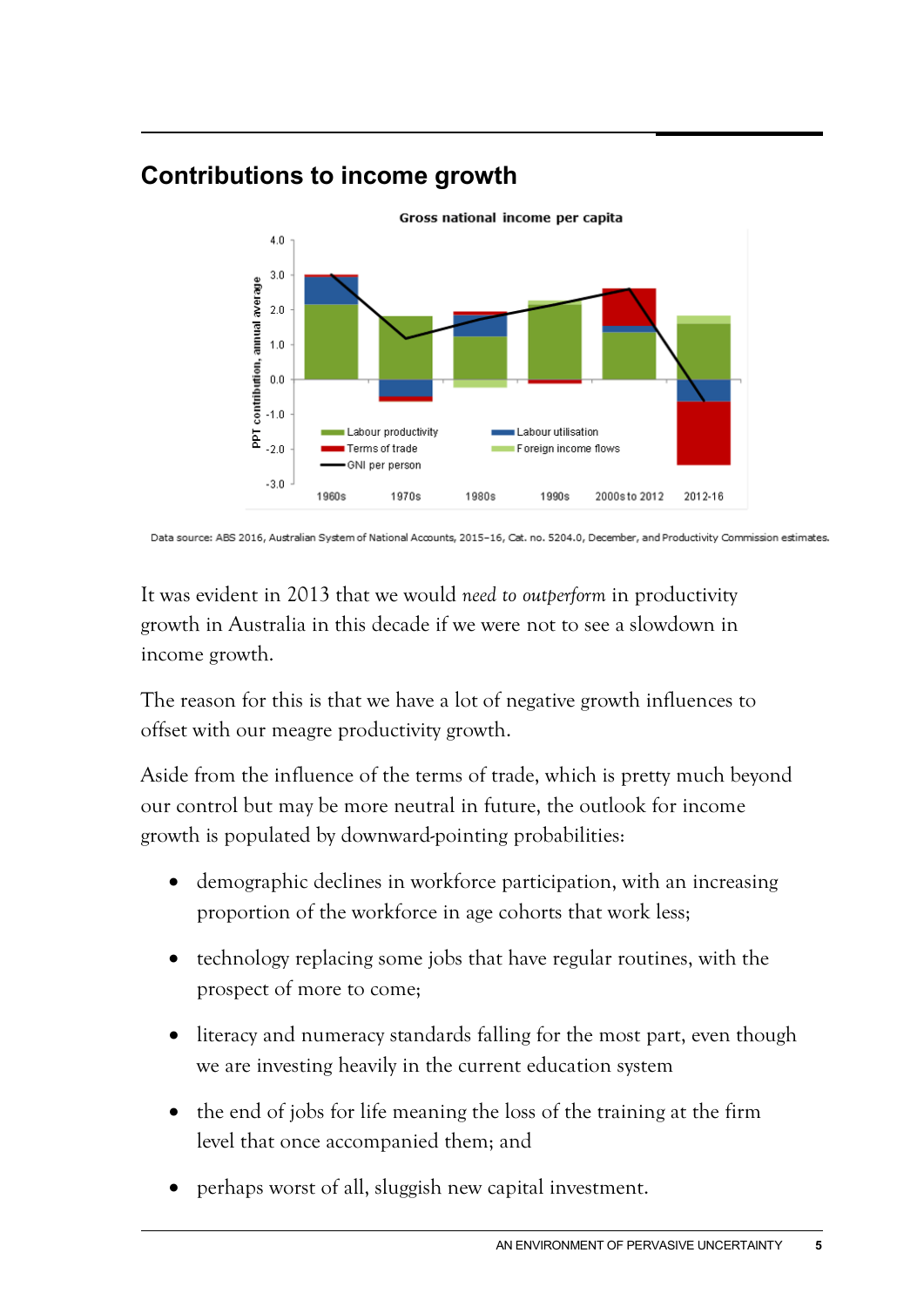## Contributions to income growth

Data source: ABS 2016, Australian System of National Accounts, 2015–16, Cat. no. 5204.0, December, and Productivity Commission estimates.

It was evident in 2013 that we would *need to outperform* in productivity growth in Australia in this decade if we were not to see a slowdown in income growth.

The reason for this is that we have a lot of negative growth influences to offset with our meagre productivity growth.

Aside from the influence of the terms of trade, which is pretty much beyond our control but may be more neutral in future, the outlook for income growth is populated by downward-pointing probabilities:

- demographic declines in workforce participation, with an increasing proportion of the workforce in age cohorts that work less;
- technology replacing some jobs that have regular routines, with the prospect of more to come;
- literacy and numeracy standards falling for the most part, even though we are investing heavily in the current education system
- the end of jobs for life meaning the loss of the training at the firm level that once accompanied them; and
- perhaps worst of all, sluggish new capital investment.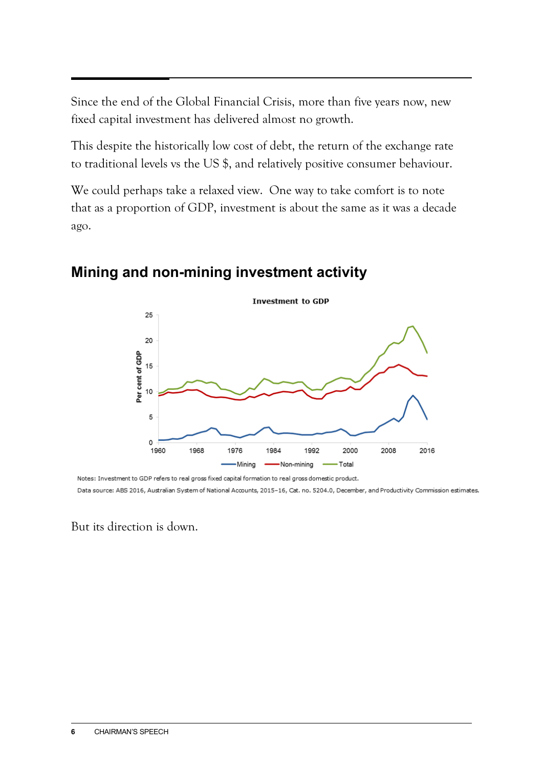Since the end of the Global Financial Crisis, more than five years now, new fixed capital investment has delivered almost no growth.

This despite the historically low cost of debt, the return of the exchange rate to traditional levels vs the US $, and relatively positive consumer behaviour.

We could perhaps take a relaxed view. One way to take comfort is to note that as a proportion of GDP, investment is about the same as it was a decade ago.

## Mining and non-mining investment activity

Notes: Investment to GDP refers to real gross fixed capital formation to real gross domestic product.

Data source: ABS 2016, Australian System of National Accounts, 2015–16, Cat. no. 5204.0, December, and Productivity Commission estimates.

But its direction is down.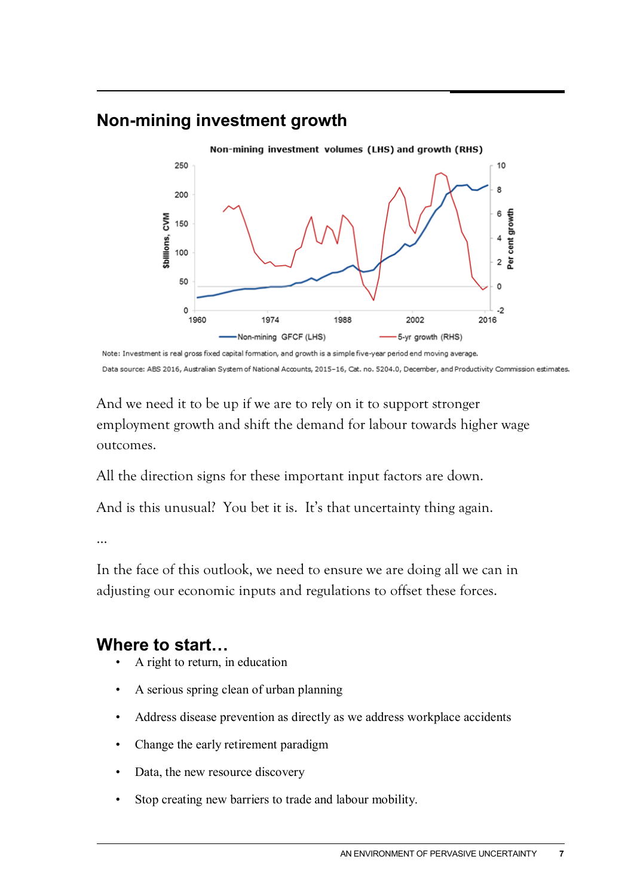## Non-mining investment growth

Note: Investment is real gross fixed capital formation, and growth is a simple five-year period end moving average.

Data source: ABS 2016, Australian System of National Accounts, 2015–16, Cat. no. 5204.0, December, and Productivity Commission estimates.

And we need it to be up if we are to rely on it to support stronger employment growth and shift the demand for labour towards higher wage outcomes.

All the direction signs for these important input factors are down.

And is this unusual? You bet it is. It's that uncertainty thing again.

…

In the face of this outlook, we need to ensure we are doing all we can in adjusting our economic inputs and regulations to offset these forces.

## Where to start…

- A right to return, in education
- A serious spring clean of urban planning
- Address disease prevention as directly as we address workplace accidents
- Change the early retirement paradigm
- Data, the new resource discovery
- Stop creating new barriers to trade and labour mobility.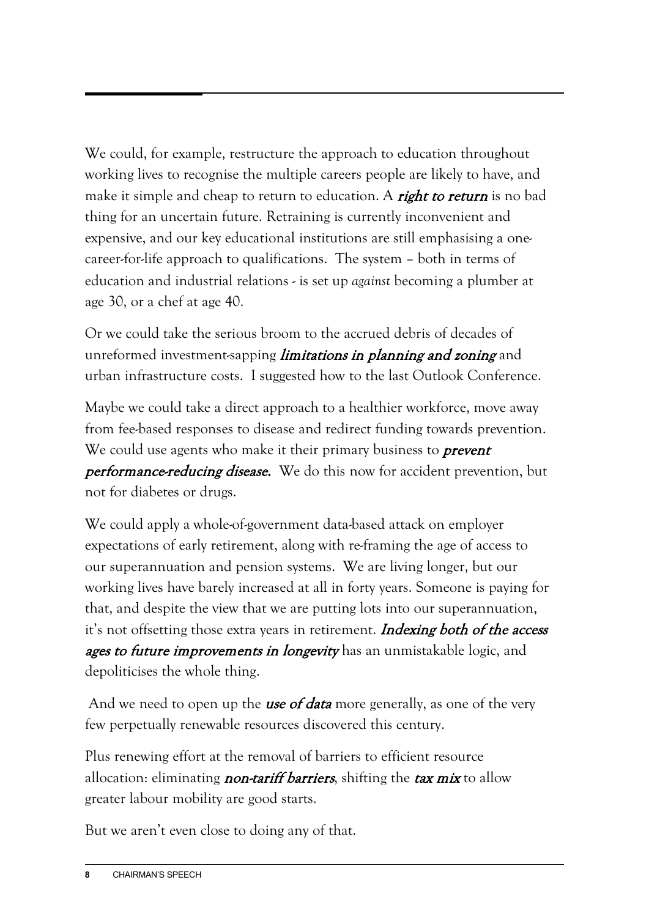We could, for example, restructure the approach to education throughout working lives to recognise the multiple careers people are likely to have, and make it simple and cheap to return to education. A ***right to return*** is no bad thing for an uncertain future. Retraining is currently inconvenient and expensive, and our key educational institutions are still emphasising a one-career-for-life approach to qualifications. The system – both in terms of education and industrial relations - is set up *against* becoming a plumber at age 30, or a chef at age 40.

Or we could take the serious broom to the accrued debris of decades of unreformed investment-sapping ***limitations in planning and zoning*** and urban infrastructure costs. I suggested how to the last Outlook Conference.

Maybe we could take a direct approach to a healthier workforce, move away from fee-based responses to disease and redirect funding towards prevention. We could use agents who make it their primary business to ***prevent performance-reducing disease.*** We do this now for accident prevention, but not for diabetes or drugs.

We could apply a whole-of-government data-based attack on employer expectations of early retirement, along with re-framing the age of access to our superannuation and pension systems. We are living longer, but our working lives have barely increased at all in forty years. Someone is paying for that, and despite the view that we are putting lots into our superannuation, it's not offsetting those extra years in retirement. ***Indexing both of the access ages to future improvements in longevity*** has an unmistakable logic, and depoliticises the whole thing.

And we need to open up the ***use of data*** more generally, as one of the very few perpetually renewable resources discovered this century.

Plus renewing effort at the removal of barriers to efficient resource allocation: eliminating ***non-tariff barriers***, shifting the ***tax mix*** to allow greater labour mobility are good starts.

But we aren't even close to doing any of that.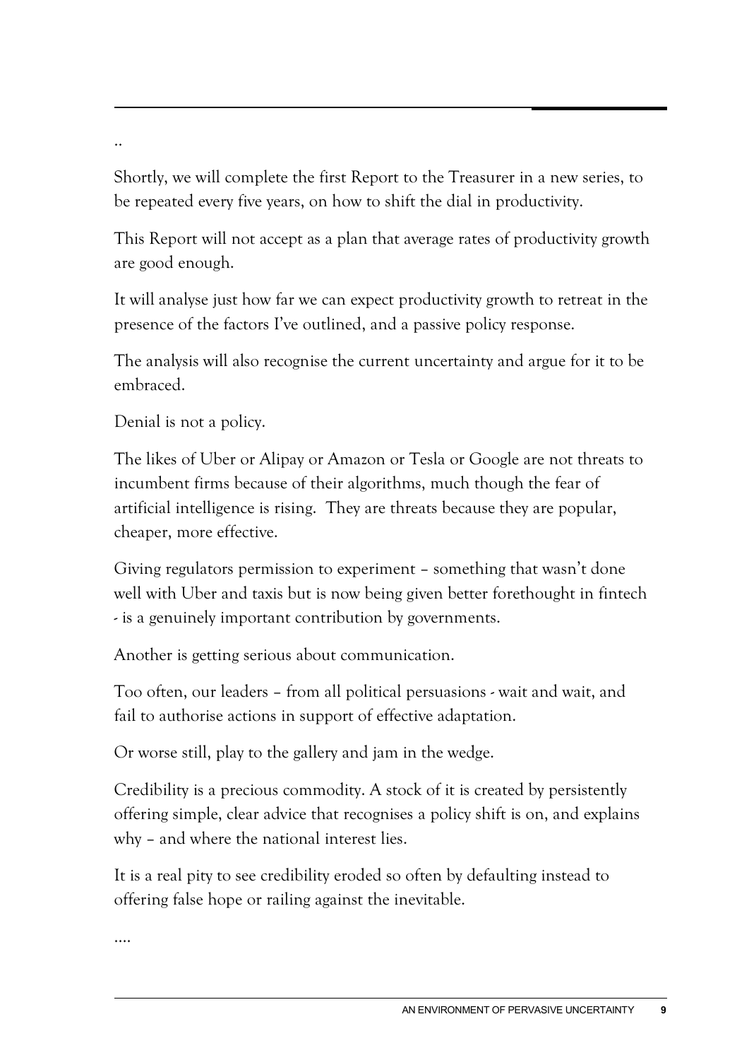..

Shortly, we will complete the first Report to the Treasurer in a new series, to be repeated every five years, on how to shift the dial in productivity.

This Report will not accept as a plan that average rates of productivity growth are good enough.

It will analyse just how far we can expect productivity growth to retreat in the presence of the factors I've outlined, and a passive policy response.

The analysis will also recognise the current uncertainty and argue for it to be embraced.

Denial is not a policy.

The likes of Uber or Alipay or Amazon or Tesla or Google are not threats to incumbent firms because of their algorithms, much though the fear of artificial intelligence is rising. They are threats because they are popular, cheaper, more effective.

Giving regulators permission to experiment – something that wasn't done well with Uber and taxis but is now being given better forethought in fintech - is a genuinely important contribution by governments.

Another is getting serious about communication.

Too often, our leaders – from all political persuasions - wait and wait, and fail to authorise actions in support of effective adaptation.

Or worse still, play to the gallery and jam in the wedge.

Credibility is a precious commodity. A stock of it is created by persistently offering simple, clear advice that recognises a policy shift is on, and explains why – and where the national interest lies.

It is a real pity to see credibility eroded so often by defaulting instead to offering false hope or railing against the inevitable.

....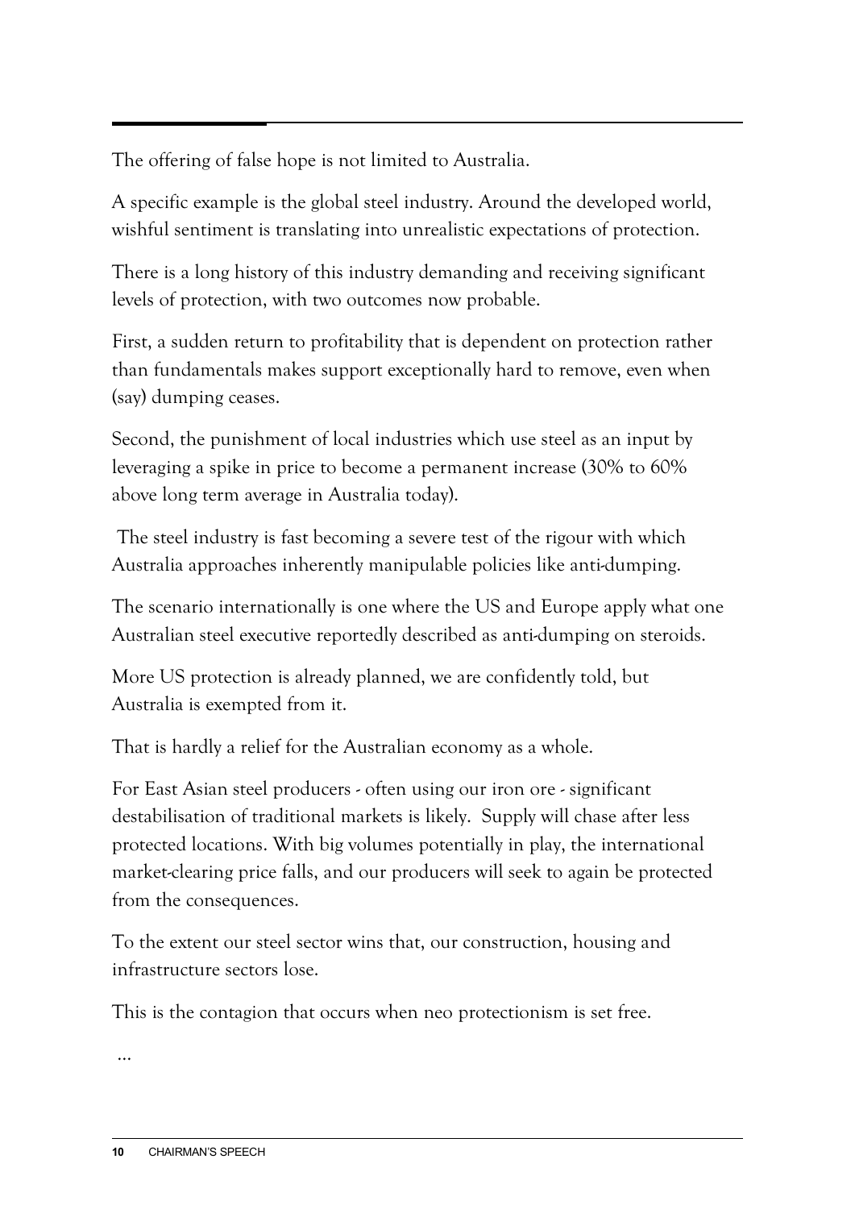The offering of false hope is not limited to Australia.

A specific example is the global steel industry. Around the developed world, wishful sentiment is translating into unrealistic expectations of protection.

There is a long history of this industry demanding and receiving significant levels of protection, with two outcomes now probable.

First, a sudden return to profitability that is dependent on protection rather than fundamentals makes support exceptionally hard to remove, even when (say) dumping ceases.

Second, the punishment of local industries which use steel as an input by leveraging a spike in price to become a permanent increase (30% to 60% above long term average in Australia today).

The steel industry is fast becoming a severe test of the rigour with which Australia approaches inherently manipulable policies like anti-dumping.

The scenario internationally is one where the US and Europe apply what one Australian steel executive reportedly described as anti-dumping on steroids.

More US protection is already planned, we are confidently told, but Australia is exempted from it.

That is hardly a relief for the Australian economy as a whole.

For East Asian steel producers - often using our iron ore - significant destabilisation of traditional markets is likely. Supply will chase after less protected locations. With big volumes potentially in play, the international market-clearing price falls, and our producers will seek to again be protected from the consequences.

To the extent our steel sector wins that, our construction, housing and infrastructure sectors lose.

This is the contagion that occurs when neo protectionism is set free.

…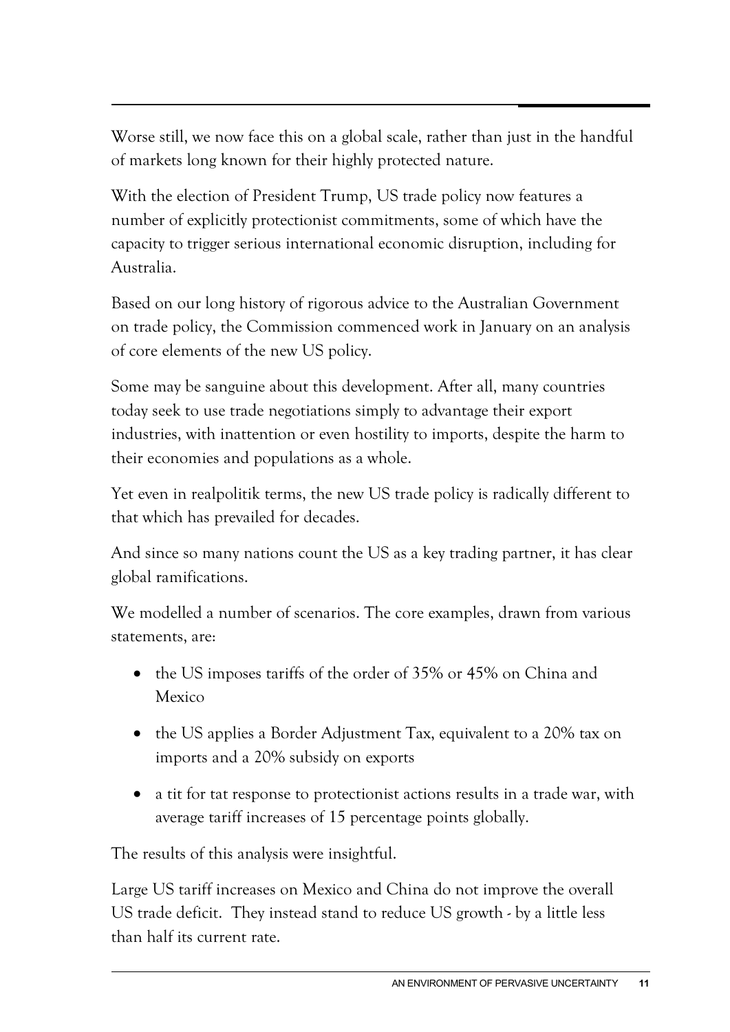Worse still, we now face this on a global scale, rather than just in the handful of markets long known for their highly protected nature.

With the election of President Trump, US trade policy now features a number of explicitly protectionist commitments, some of which have the capacity to trigger serious international economic disruption, including for Australia.

Based on our long history of rigorous advice to the Australian Government on trade policy, the Commission commenced work in January on an analysis of core elements of the new US policy.

Some may be sanguine about this development. After all, many countries today seek to use trade negotiations simply to advantage their export industries, with inattention or even hostility to imports, despite the harm to their economies and populations as a whole.

Yet even in realpolitik terms, the new US trade policy is radically different to that which has prevailed for decades.

And since so many nations count the US as a key trading partner, it has clear global ramifications.

We modelled a number of scenarios. The core examples, drawn from various statements, are:

- the US imposes tariffs of the order of 35% or 45% on China and Mexico
- the US applies a Border Adjustment Tax, equivalent to a 20% tax on imports and a 20% subsidy on exports
- a tit for tat response to protectionist actions results in a trade war, with average tariff increases of 15 percentage points globally.

The results of this analysis were insightful.

Large US tariff increases on Mexico and China do not improve the overall US trade deficit. They instead stand to reduce US growth - by a little less than half its current rate.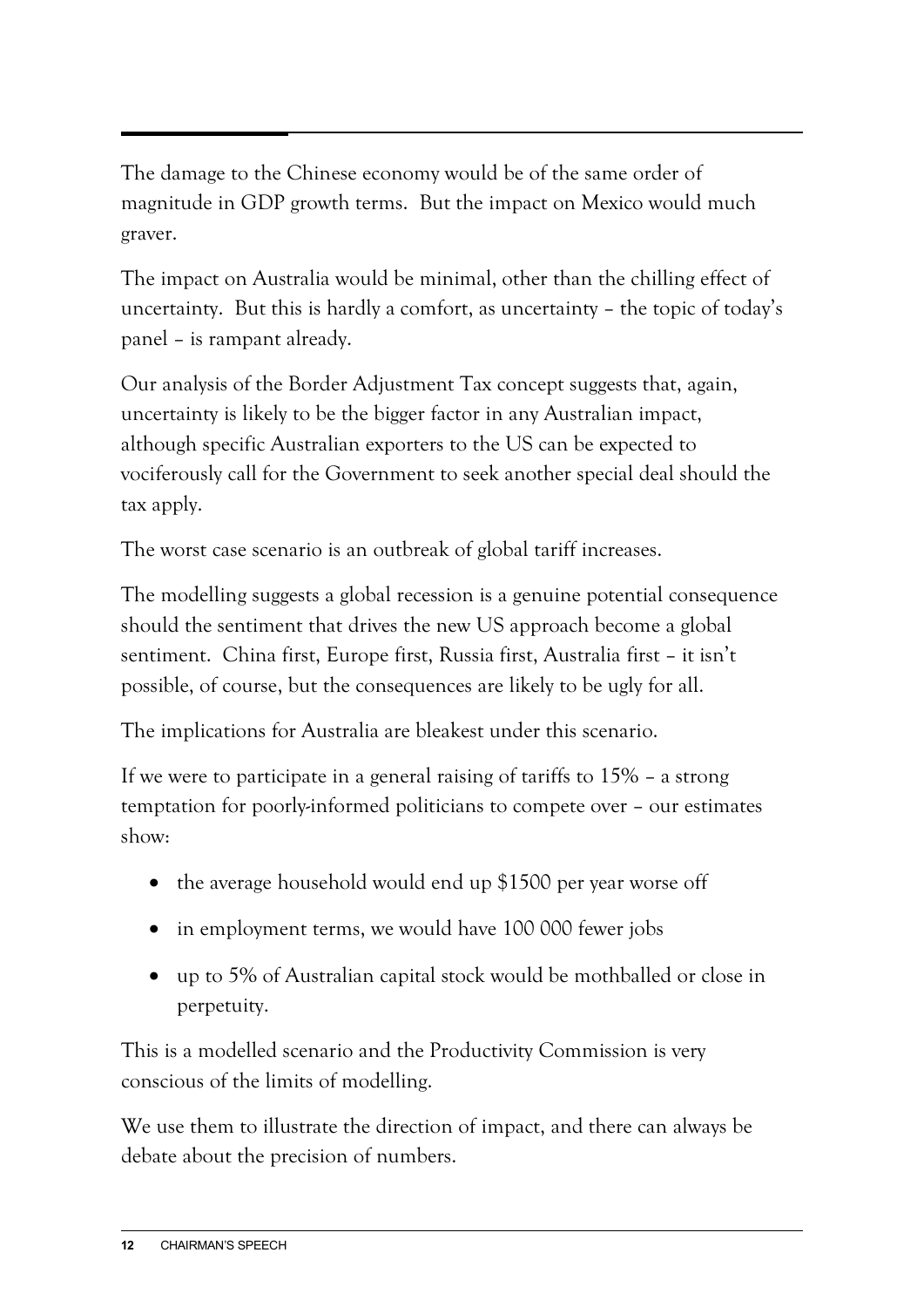The damage to the Chinese economy would be of the same order of magnitude in GDP growth terms. But the impact on Mexico would much graver.

The impact on Australia would be minimal, other than the chilling effect of uncertainty. But this is hardly a comfort, as uncertainty – the topic of today's panel – is rampant already.

Our analysis of the Border Adjustment Tax concept suggests that, again, uncertainty is likely to be the bigger factor in any Australian impact, although specific Australian exporters to the US can be expected to vociferously call for the Government to seek another special deal should the tax apply.

The worst case scenario is an outbreak of global tariff increases.

The modelling suggests a global recession is a genuine potential consequence should the sentiment that drives the new US approach become a global sentiment. China first, Europe first, Russia first, Australia first – it isn't possible, of course, but the consequences are likely to be ugly for all.

The implications for Australia are bleakest under this scenario.

If we were to participate in a general raising of tariffs to 15% – a strong temptation for poorly-informed politicians to compete over – our estimates show:

- the average household would end up $1500 per year worse off
- in employment terms, we would have 100 000 fewer jobs
- up to 5% of Australian capital stock would be mothballed or close in perpetuity.

This is a modelled scenario and the Productivity Commission is very conscious of the limits of modelling.

We use them to illustrate the direction of impact, and there can always be debate about the precision of numbers.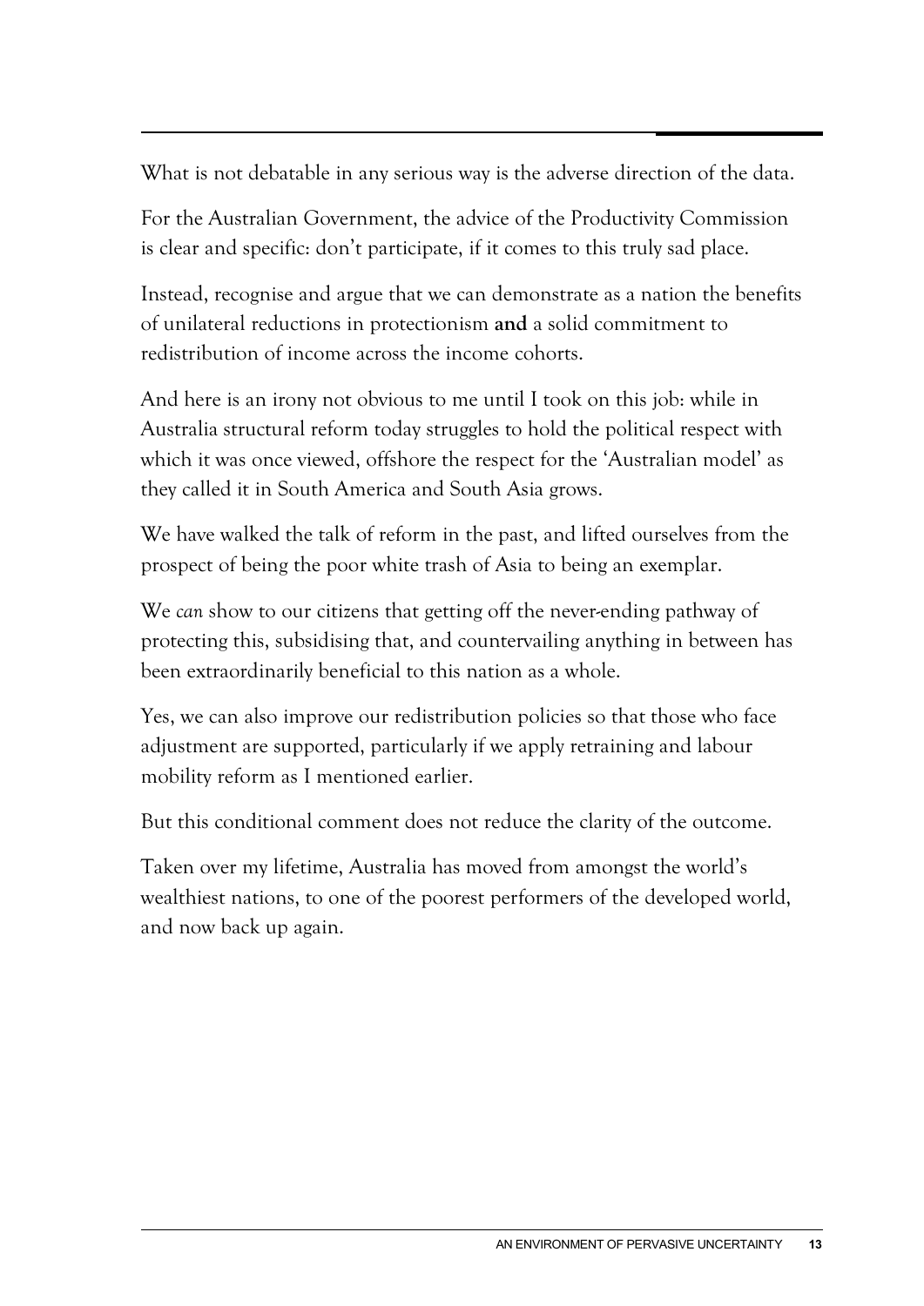What is not debatable in any serious way is the adverse direction of the data.

For the Australian Government, the advice of the Productivity Commission is clear and specific: don't participate, if it comes to this truly sad place.

Instead, recognise and argue that we can demonstrate as a nation the benefits of unilateral reductions in protectionism **and** a solid commitment to redistribution of income across the income cohorts.

And here is an irony not obvious to me until I took on this job: while in Australia structural reform today struggles to hold the political respect with which it was once viewed, offshore the respect for the 'Australian model' as they called it in South America and South Asia grows.

We have walked the talk of reform in the past, and lifted ourselves from the prospect of being the poor white trash of Asia to being an exemplar.

We *can* show to our citizens that getting off the never-ending pathway of protecting this, subsidising that, and countervailing anything in between has been extraordinarily beneficial to this nation as a whole.

Yes, we can also improve our redistribution policies so that those who face adjustment are supported, particularly if we apply retraining and labour mobility reform as I mentioned earlier.

But this conditional comment does not reduce the clarity of the outcome.

Taken over my lifetime, Australia has moved from amongst the world's wealthiest nations, to one of the poorest performers of the developed world, and now back up again.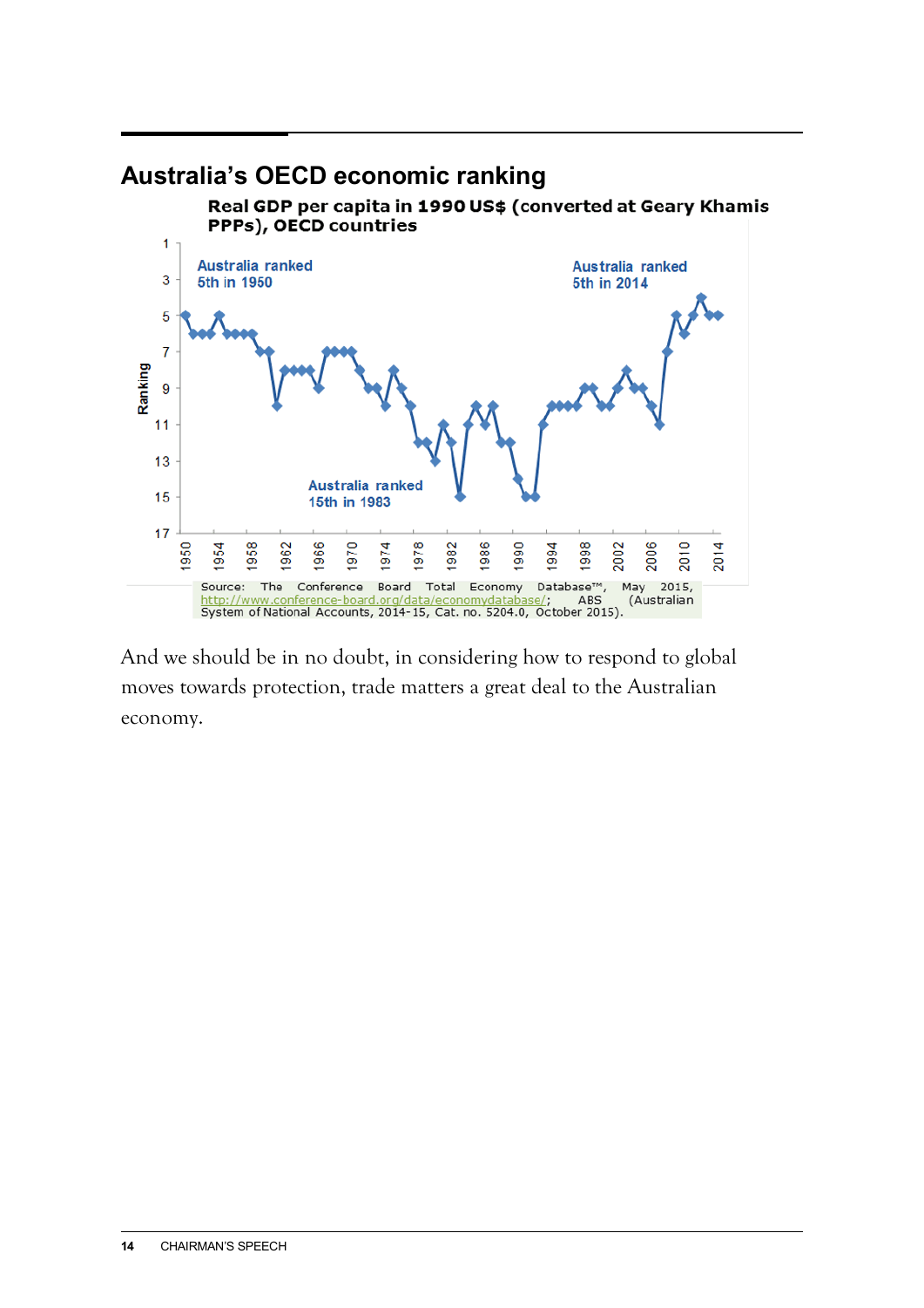## Australia's OECD economic ranking

**Real GDP per capita in 1990 US$ (converted at Geary Khamis PPPs), OECD countries**

Australia ranked 5th in 1950

Australia ranked 5th in 2014

Australia ranked 15th in 1983

Source: The Conference Board Total Economy Database™, May 2015, http://www.conference-board.org/data/economydatabase/; ABS (Australian System of National Accounts, 2014-15, Cat. no. 5204.0, October 2015).

And we should be in no doubt, in considering how to respond to global moves towards protection, trade matters a great deal to the Australian economy.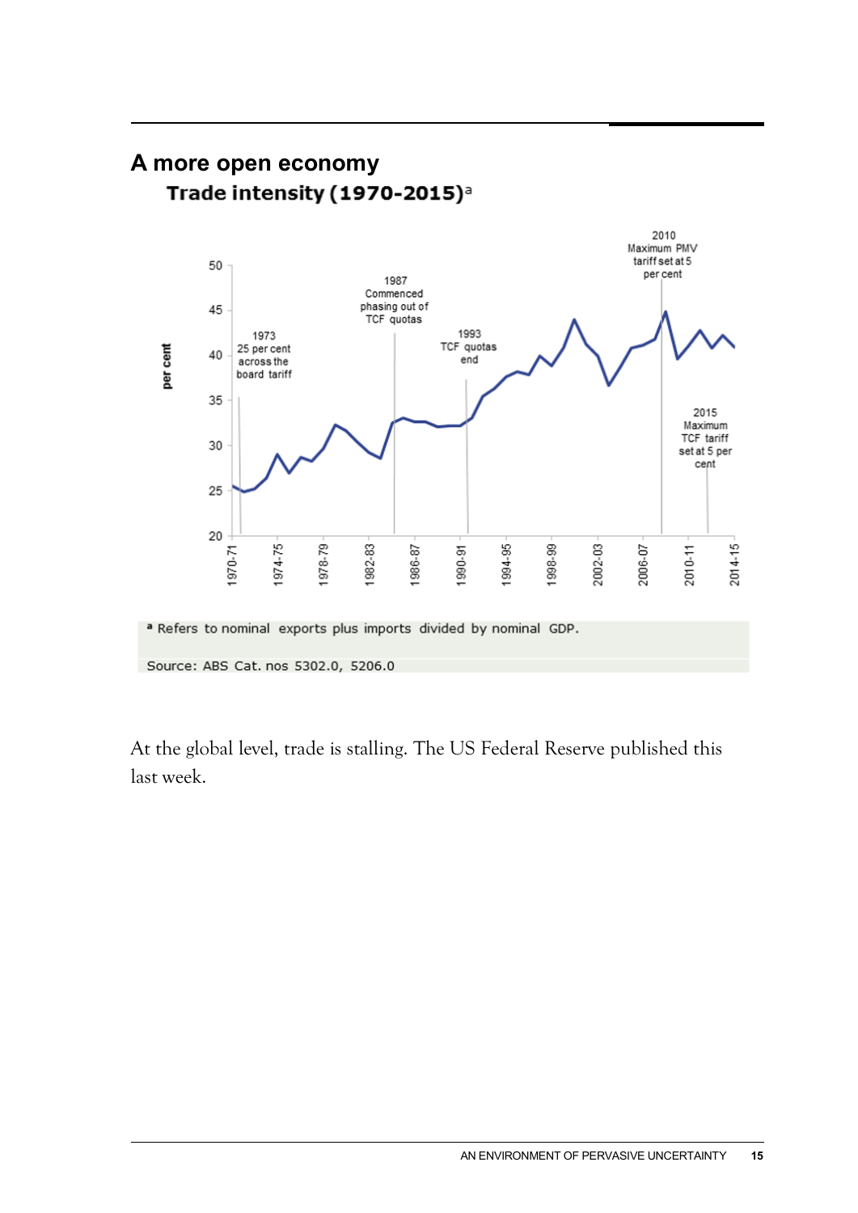## A more open economy

**Trade intensity (1970-2015)**[a]

[a] Refers to nominal exports plus imports divided by nominal GDP.

Source: ABS Cat. nos 5302.0, 5206.0

At the global level, trade is stalling. The US Federal Reserve published this last week.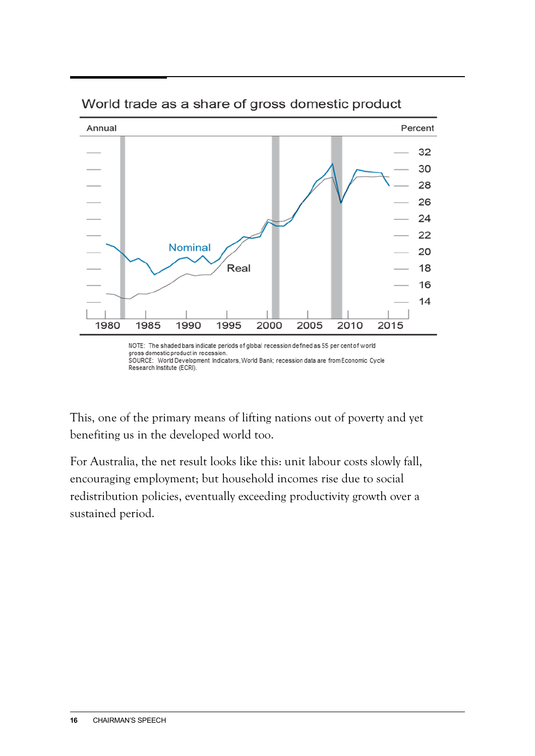World trade as a share of gross domestic product

NOTE: The shaded bars indicate periods of global recession defined as 55 per cent of world gross domestic product in recession.
SOURCE: World Development Indicators, World Bank; recession data are from Economic Cycle Research Institute (ECRI).

This, one of the primary means of lifting nations out of poverty and yet benefiting us in the developed world too.

For Australia, the net result looks like this: unit labour costs slowly fall, encouraging employment; but household incomes rise due to social redistribution policies, eventually exceeding productivity growth over a sustained period.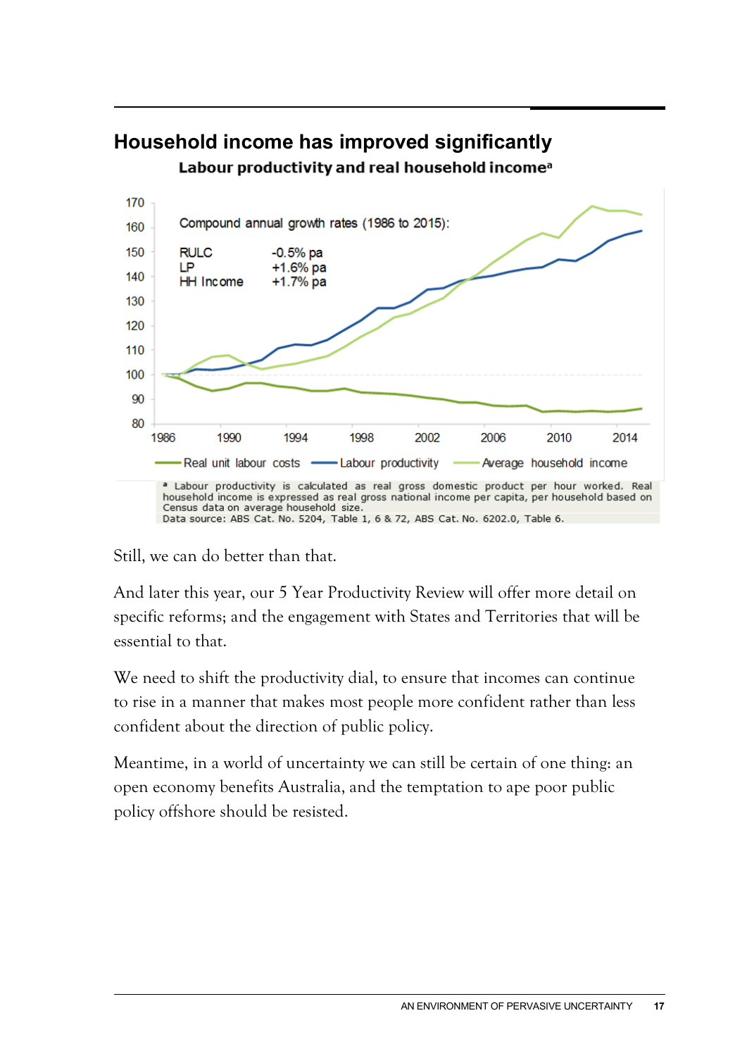## Household income has improved significantly

**Labour productivity and real household income[a]**

170
160
150
140
130
120
110
100
90
80

Compound annual growth rates (1986 to 2015):

RULC -0.5% pa
LP +1.6% pa
HH Income +1.7% pa

1986 1990 1994 1998 2002 2006 2010 2014

Real unit labour costs — Labour productivity — Average household income

[a] Labour productivity is calculated as real gross domestic product per hour worked. Real household income is expressed as real gross national income per capita, per household based on Census data on average household size.
Data source: ABS Cat. No. 5204, Table 1, 6 & 72, ABS Cat. No. 6202.0, Table 6.

Still, we can do better than that.

And later this year, our 5 Year Productivity Review will offer more detail on specific reforms; and the engagement with States and Territories that will be essential to that.

We need to shift the productivity dial, to ensure that incomes can continue to rise in a manner that makes most people more confident rather than less confident about the direction of public policy.

Meantime, in a world of uncertainty we can still be certain of one thing: an open economy benefits Australia, and the temptation to ape poor public policy offshore should be resisted.